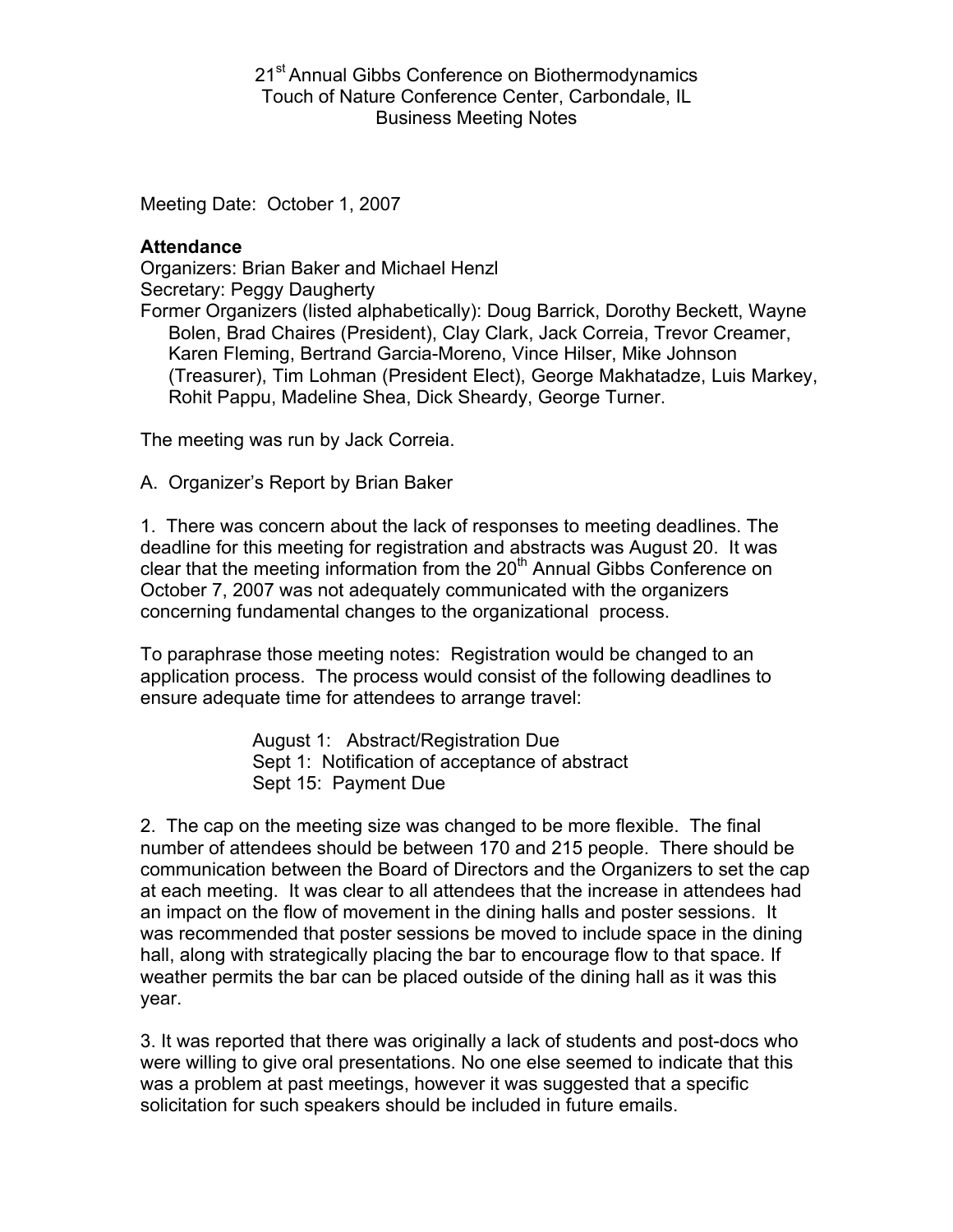21st Annual Gibbs Conference on Biothermodynamics
Touch of Nature Conference Center, Carbondale, IL
Business Meeting Notes

Meeting Date: October 1, 2007

**Attendance**

Organizers: Brian Baker and Michael Henzl
Secretary: Peggy Daugherty
Former Organizers (listed alphabetically): Doug Barrick, Dorothy Beckett, Wayne Bolen, Brad Chaires (President), Clay Clark, Jack Correia, Trevor Creamer, Karen Fleming, Bertrand Garcia-Moreno, Vince Hilser, Mike Johnson (Treasurer), Tim Lohman (President Elect), George Makhatadze, Luis Markey, Rohit Pappu, Madeline Shea, Dick Sheardy, George Turner.

The meeting was run by Jack Correia.

A. Organizer's Report by Brian Baker

1. There was concern about the lack of responses to meeting deadlines. The deadline for this meeting for registration and abstracts was August 20. It was clear that the meeting information from the 20th Annual Gibbs Conference on October 7, 2007 was not adequately communicated with the organizers concerning fundamental changes to the organizational process.

To paraphrase those meeting notes: Registration would be changed to an application process. The process would consist of the following deadlines to ensure adequate time for attendees to arrange travel:

August 1: Abstract/Registration Due
Sept 1: Notification of acceptance of abstract
Sept 15: Payment Due

2. The cap on the meeting size was changed to be more flexible. The final number of attendees should be between 170 and 215 people. There should be communication between the Board of Directors and the Organizers to set the cap at each meeting. It was clear to all attendees that the increase in attendees had an impact on the flow of movement in the dining halls and poster sessions. It was recommended that poster sessions be moved to include space in the dining hall, along with strategically placing the bar to encourage flow to that space. If weather permits the bar can be placed outside of the dining hall as it was this year.

3. It was reported that there was originally a lack of students and post-docs who were willing to give oral presentations. No one else seemed to indicate that this was a problem at past meetings, however it was suggested that a specific solicitation for such speakers should be included in future emails.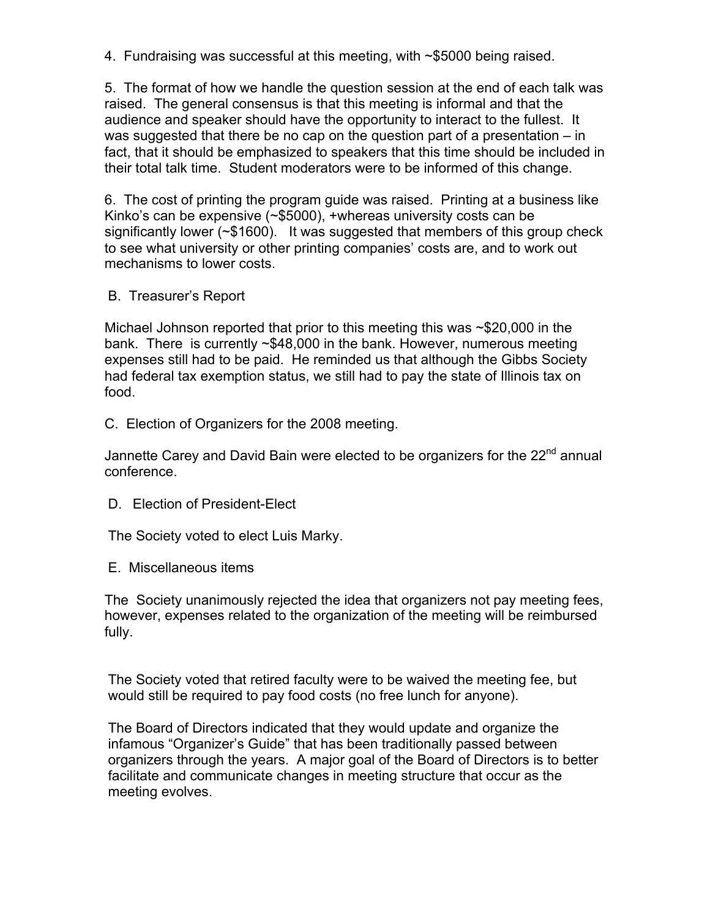4. Fundraising was successful at this meeting, with ~$5000 being raised.

5. The format of how we handle the question session at the end of each talk was raised. The general consensus is that this meeting is informal and that the audience and speaker should have the opportunity to interact to the fullest. It was suggested that there be no cap on the question part of a presentation – in fact, that it should be emphasized to speakers that this time should be included in their total talk time. Student moderators were to be informed of this change.

6. The cost of printing the program guide was raised. Printing at a business like Kinko's can be expensive (~$5000), +whereas university costs can be significantly lower (~$1600). It was suggested that members of this group check to see what university or other printing companies' costs are, and to work out mechanisms to lower costs.

B. Treasurer's Report

Michael Johnson reported that prior to this meeting this was ~$20,000 in the bank. There is currently ~$48,000 in the bank. However, numerous meeting expenses still had to be paid. He reminded us that although the Gibbs Society had federal tax exemption status, we still had to pay the state of Illinois tax on food.

C. Election of Organizers for the 2008 meeting.

Jannette Carey and David Bain were elected to be organizers for the 22nd annual conference.

D. Election of President-Elect

The Society voted to elect Luis Marky.

E. Miscellaneous items

The Society unanimously rejected the idea that organizers not pay meeting fees, however, expenses related to the organization of the meeting will be reimbursed fully.

The Society voted that retired faculty were to be waived the meeting fee, but would still be required to pay food costs (no free lunch for anyone).

The Board of Directors indicated that they would update and organize the infamous "Organizer's Guide" that has been traditionally passed between organizers through the years. A major goal of the Board of Directors is to better facilitate and communicate changes in meeting structure that occur as the meeting evolves.